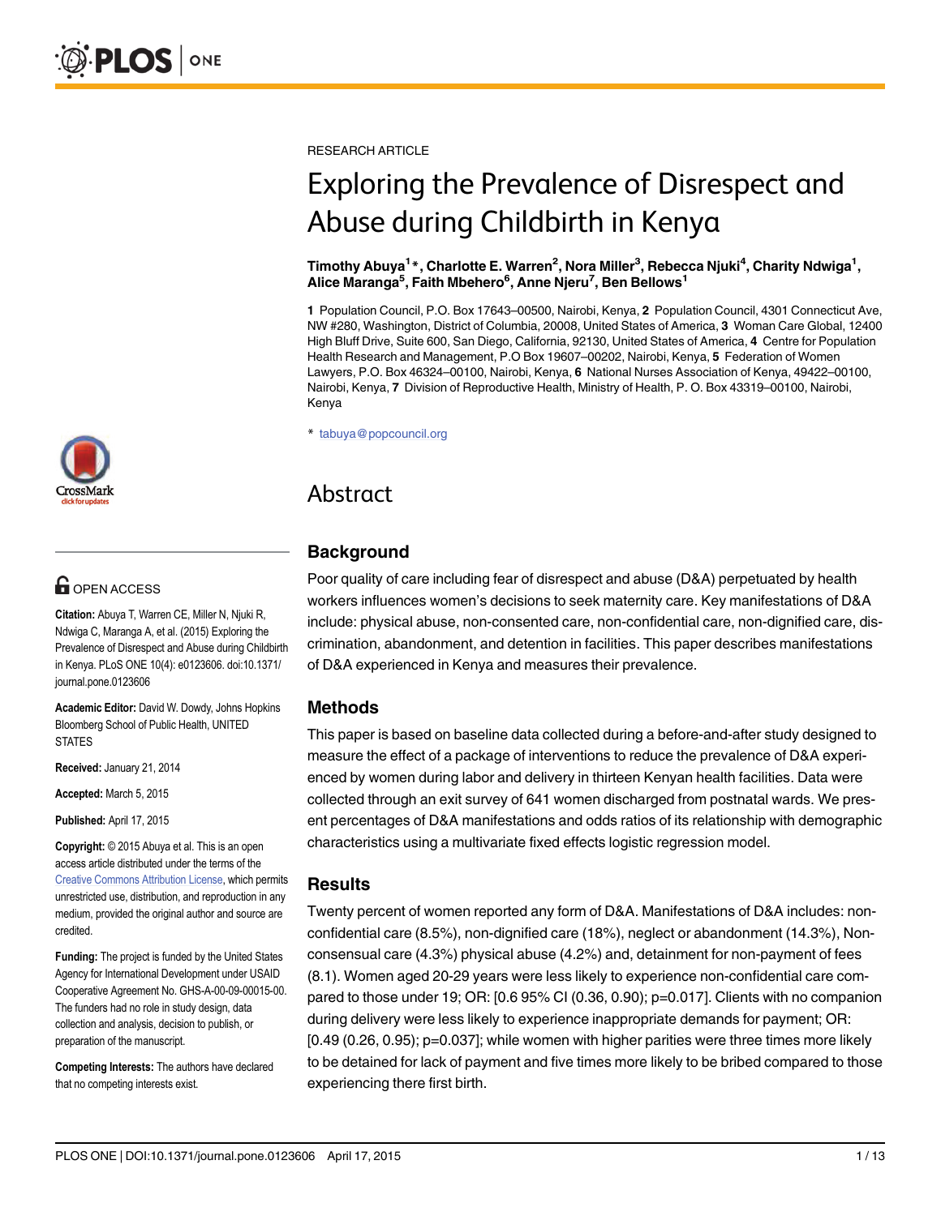RESEARCH ARTICLE

# Exploring the Prevalence of Disrespect and Abuse during Childbirth in Kenya

**Timothy Abuya[1]*, Charlotte E. Warren[2], Nora Miller[3], Rebecca Njuki[4], Charity Ndwiga[1], Alice Maranga[5], Faith Mbehero[6], Anne Njeru[7], Ben Bellows[1]**

**1** Population Council, P.O. Box 17643–00500, Nairobi, Kenya, **2** Population Council, 4301 Connecticut Ave, NW #280, Washington, District of Columbia, 20008, United States of America, **3** Woman Care Global, 12400 High Bluff Drive, Suite 600, San Diego, California, 92130, United States of America, **4** Centre for Population Health Research and Management, P.O Box 19607–00202, Nairobi, Kenya, **5** Federation of Women Lawyers, P.O. Box 46324–00100, Nairobi, Kenya, **6** National Nurses Association of Kenya, 49422–00100, Nairobi, Kenya, **7** Division of Reproductive Health, Ministry of Health, P. O. Box 43319–00100, Nairobi, Kenya

* tabuya@popcouncil.org

OPEN ACCESS

**Citation:** Abuya T, Warren CE, Miller N, Njuki R, Ndwiga C, Maranga A, et al. (2015) Exploring the Prevalence of Disrespect and Abuse during Childbirth in Kenya. PLoS ONE 10(4): e0123606. doi:10.1371/journal.pone.0123606

**Academic Editor:** David W. Dowdy, Johns Hopkins Bloomberg School of Public Health, UNITED STATES

**Received:** January 21, 2014

**Accepted:** March 5, 2015

**Published:** April 17, 2015

**Copyright:** © 2015 Abuya et al. This is an open access article distributed under the terms of the Creative Commons Attribution License, which permits unrestricted use, distribution, and reproduction in any medium, provided the original author and source are credited.

**Funding:** The project is funded by the United States Agency for International Development under USAID Cooperative Agreement No. GHS-A-00-09-00015-00. The funders had no role in study design, data collection and analysis, decision to publish, or preparation of the manuscript.

**Competing Interests:** The authors have declared that no competing interests exist.

## Abstract

### Background

Poor quality of care including fear of disrespect and abuse (D&A) perpetuated by health workers influences women's decisions to seek maternity care. Key manifestations of D&A include: physical abuse, non-consented care, non-confidential care, non-dignified care, discrimination, abandonment, and detention in facilities. This paper describes manifestations of D&A experienced in Kenya and measures their prevalence.

### Methods

This paper is based on baseline data collected during a before-and-after study designed to measure the effect of a package of interventions to reduce the prevalence of D&A experienced by women during labor and delivery in thirteen Kenyan health facilities. Data were collected through an exit survey of 641 women discharged from postnatal wards. We present percentages of D&A manifestations and odds ratios of its relationship with demographic characteristics using a multivariate fixed effects logistic regression model.

### Results

Twenty percent of women reported any form of D&A. Manifestations of D&A includes: non-confidential care (8.5%), non-dignified care (18%), neglect or abandonment (14.3%), Non-consensual care (4.3%) physical abuse (4.2%) and, detainment for non-payment of fees (8.1). Women aged 20-29 years were less likely to experience non-confidential care compared to those under 19; OR: [0.6 95% CI (0.36, 0.90); p=0.017]. Clients with no companion during delivery were less likely to experience inappropriate demands for payment; OR: [0.49 (0.26, 0.95); p=0.037]; while women with higher parities were three times more likely to be detained for lack of payment and five times more likely to be bribed compared to those experiencing there first birth.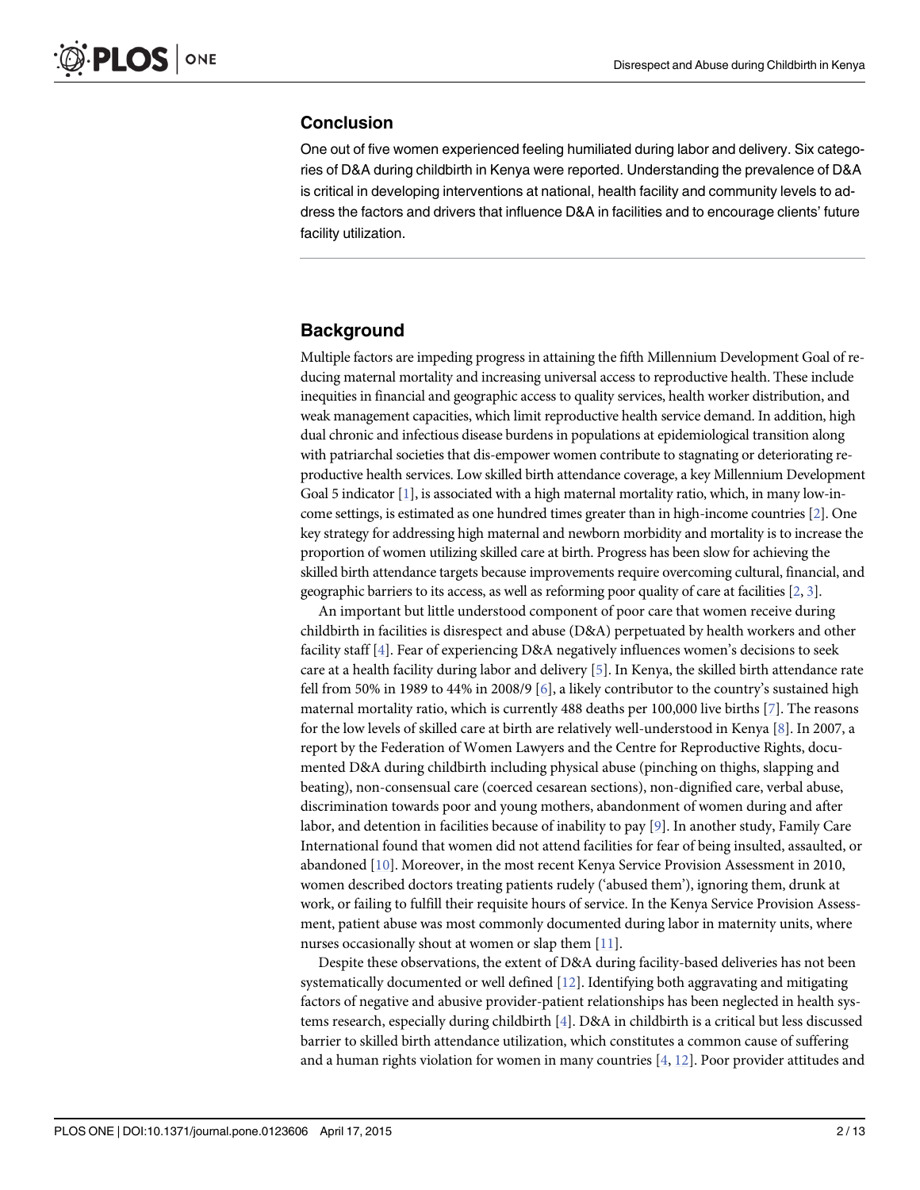## Conclusion

One out of five women experienced feeling humiliated during labor and delivery. Six categories of D&A during childbirth in Kenya were reported. Understanding the prevalence of D&A is critical in developing interventions at national, health facility and community levels to address the factors and drivers that influence D&A in facilities and to encourage clients' future facility utilization.

## Background

Multiple factors are impeding progress in attaining the fifth Millennium Development Goal of reducing maternal mortality and increasing universal access to reproductive health. These include inequities in financial and geographic access to quality services, health worker distribution, and weak management capacities, which limit reproductive health service demand. In addition, high dual chronic and infectious disease burdens in populations at epidemiological transition along with patriarchal societies that dis-empower women contribute to stagnating or deteriorating reproductive health services. Low skilled birth attendance coverage, a key Millennium Development Goal 5 indicator [1], is associated with a high maternal mortality ratio, which, in many low-income settings, is estimated as one hundred times greater than in high-income countries [2]. One key strategy for addressing high maternal and newborn morbidity and mortality is to increase the proportion of women utilizing skilled care at birth. Progress has been slow for achieving the skilled birth attendance targets because improvements require overcoming cultural, financial, and geographic barriers to its access, as well as reforming poor quality of care at facilities [2, 3].

An important but little understood component of poor care that women receive during childbirth in facilities is disrespect and abuse (D&A) perpetuated by health workers and other facility staff [4]. Fear of experiencing D&A negatively influences women's decisions to seek care at a health facility during labor and delivery [5]. In Kenya, the skilled birth attendance rate fell from 50% in 1989 to 44% in 2008/9 [6], a likely contributor to the country's sustained high maternal mortality ratio, which is currently 488 deaths per 100,000 live births [7]. The reasons for the low levels of skilled care at birth are relatively well-understood in Kenya [8]. In 2007, a report by the Federation of Women Lawyers and the Centre for Reproductive Rights, documented D&A during childbirth including physical abuse (pinching on thighs, slapping and beating), non-consensual care (coerced cesarean sections), non-dignified care, verbal abuse, discrimination towards poor and young mothers, abandonment of women during and after labor, and detention in facilities because of inability to pay [9]. In another study, Family Care International found that women did not attend facilities for fear of being insulted, assaulted, or abandoned [10]. Moreover, in the most recent Kenya Service Provision Assessment in 2010, women described doctors treating patients rudely ('abused them'), ignoring them, drunk at work, or failing to fulfill their requisite hours of service. In the Kenya Service Provision Assessment, patient abuse was most commonly documented during labor in maternity units, where nurses occasionally shout at women or slap them [11].

Despite these observations, the extent of D&A during facility-based deliveries has not been systematically documented or well defined [12]. Identifying both aggravating and mitigating factors of negative and abusive provider-patient relationships has been neglected in health systems research, especially during childbirth [4]. D&A in childbirth is a critical but less discussed barrier to skilled birth attendance utilization, which constitutes a common cause of suffering and a human rights violation for women in many countries [4, 12]. Poor provider attitudes and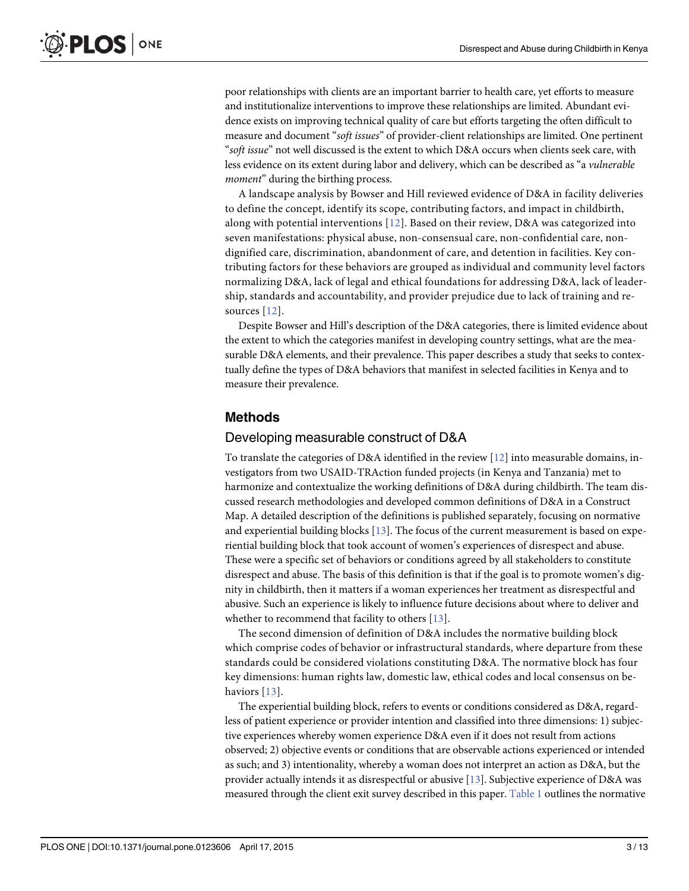poor relationships with clients are an important barrier to health care, yet efforts to measure and institutionalize interventions to improve these relationships are limited. Abundant evidence exists on improving technical quality of care but efforts targeting the often difficult to measure and document "*soft issues*" of provider-client relationships are limited. One pertinent "*soft issue*" not well discussed is the extent to which D&A occurs when clients seek care, with less evidence on its extent during labor and delivery, which can be described as "a *vulnerable moment*" during the birthing process.

A landscape analysis by Bowser and Hill reviewed evidence of D&A in facility deliveries to define the concept, identify its scope, contributing factors, and impact in childbirth, along with potential interventions [12]. Based on their review, D&A was categorized into seven manifestations: physical abuse, non-consensual care, non-confidential care, non-dignified care, discrimination, abandonment of care, and detention in facilities. Key contributing factors for these behaviors are grouped as individual and community level factors normalizing D&A, lack of legal and ethical foundations for addressing D&A, lack of leadership, standards and accountability, and provider prejudice due to lack of training and resources [12].

Despite Bowser and Hill's description of the D&A categories, there is limited evidence about the extent to which the categories manifest in developing country settings, what are the measurable D&A elements, and their prevalence. This paper describes a study that seeks to contextually define the types of D&A behaviors that manifest in selected facilities in Kenya and to measure their prevalence.

## Methods

### Developing measurable construct of D&A

To translate the categories of D&A identified in the review [12] into measurable domains, investigators from two USAID-TRAction funded projects (in Kenya and Tanzania) met to harmonize and contextualize the working definitions of D&A during childbirth. The team discussed research methodologies and developed common definitions of D&A in a Construct Map. A detailed description of the definitions is published separately, focusing on normative and experiential building blocks [13]. The focus of the current measurement is based on experiential building block that took account of women's experiences of disrespect and abuse. These were a specific set of behaviors or conditions agreed by all stakeholders to constitute disrespect and abuse. The basis of this definition is that if the goal is to promote women's dignity in childbirth, then it matters if a woman experiences her treatment as disrespectful and abusive. Such an experience is likely to influence future decisions about where to deliver and whether to recommend that facility to others [13].

The second dimension of definition of D&A includes the normative building block which comprise codes of behavior or infrastructural standards, where departure from these standards could be considered violations constituting D&A. The normative block has four key dimensions: human rights law, domestic law, ethical codes and local consensus on behaviors [13].

The experiential building block, refers to events or conditions considered as D&A, regardless of patient experience or provider intention and classified into three dimensions: 1) subjective experiences whereby women experience D&A even if it does not result from actions observed; 2) objective events or conditions that are observable actions experienced or intended as such; and 3) intentionality, whereby a woman does not interpret an action as D&A, but the provider actually intends it as disrespectful or abusive [13]. Subjective experience of D&A was measured through the client exit survey described in this paper. Table 1 outlines the normative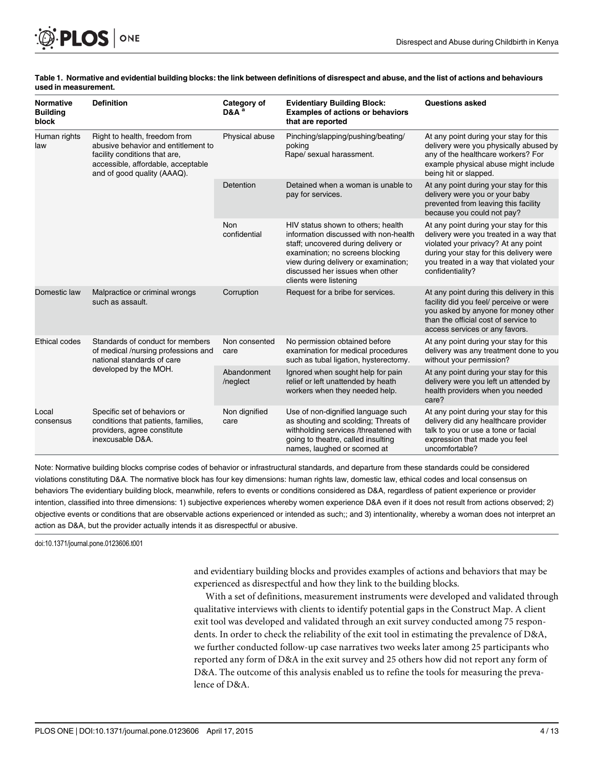**Table 1. Normative and evidential building blocks: the link between definitions of disrespect and abuse, and the list of actions and behaviours used in measurement.**

| Normative Building block | Definition | Category of D&A [a] | Evidentiary Building Block: Examples of actions or behaviors that are reported | Questions asked |
|---|---|---|---|---|
| Human rights law | Right to health, freedom from abusive behavior and entitlement to facility conditions that are, accessible, affordable, acceptable and of good quality (AAAQ). | Physical abuse | Pinching/slapping/pushing/beating/ poking Rape/ sexual harassment. | At any point during your stay for this delivery were you physically abused by any of the healthcare workers? For example physical abuse might include being hit or slapped. |
| | | Detention | Detained when a woman is unable to pay for services. | At any point during your stay for this delivery were you or your baby prevented from leaving this facility because you could not pay? |
| | | Non confidential | HIV status shown to others; health information discussed with non-health staff; uncovered during delivery or examination; no screens blocking view during delivery or examination; discussed her issues when other clients were listening | At any point during your stay for this delivery were you treated in a way that violated your privacy? At any point during your stay for this delivery were you treated in a way that violated your confidentiality? |
| Domestic law | Malpractice or criminal wrongs such as assault. | Corruption | Request for a bribe for services. | At any point during this delivery in this facility did you feel/ perceive or were you asked by anyone for money other than the official cost of service to access services or any favors. |
| Ethical codes | Standards of conduct for members of medical /nursing professions and national standards of care developed by the MOH. | Non consented care | No permission obtained before examination for medical procedures such as tubal ligation, hysterectomy. | At any point during your stay for this delivery was any treatment done to you without your permission? |
| | | Abandonment /neglect | Ignored when sought help for pain relief or left unattended by heath workers when they needed help. | At any point during your stay for this delivery were you left un attended by health providers when you needed care? |
| Local consensus | Specific set of behaviors or conditions that patients, families, providers, agree constitute inexcusable D&A. | Non dignified care | Use of non-dignified language such as shouting and scolding; Threats of withholding services /threatened with going to theatre, called insulting names, laughed or scorned at | At any point during your stay for this delivery did any healthcare provider talk to you or use a tone or facial expression that made you feel uncomfortable? |

Note: Normative building blocks comprise codes of behavior or infrastructural standards, and departure from these standards could be considered violations constituting D&A. The normative block has four key dimensions: human rights law, domestic law, ethical codes and local consensus on behaviors The evidentiary building block, meanwhile, refers to events or conditions considered as D&A, regardless of patient experience or provider intention, classified into three dimensions: 1) subjective experiences whereby women experience D&A even if it does not result from actions observed; 2) objective events or conditions that are observable actions experienced or intended as such;; and 3) intentionality, whereby a woman does not interpret an action as D&A, but the provider actually intends it as disrespectful or abusive.

doi:10.1371/journal.pone.0123606.t001

and evidentiary building blocks and provides examples of actions and behaviors that may be experienced as disrespectful and how they link to the building blocks.

With a set of definitions, measurement instruments were developed and validated through qualitative interviews with clients to identify potential gaps in the Construct Map. A client exit tool was developed and validated through an exit survey conducted among 75 respondents. In order to check the reliability of the exit tool in estimating the prevalence of D&A, we further conducted follow-up case narratives two weeks later among 25 participants who reported any form of D&A in the exit survey and 25 others how did not report any form of D&A. The outcome of this analysis enabled us to refine the tools for measuring the prevalence of D&A.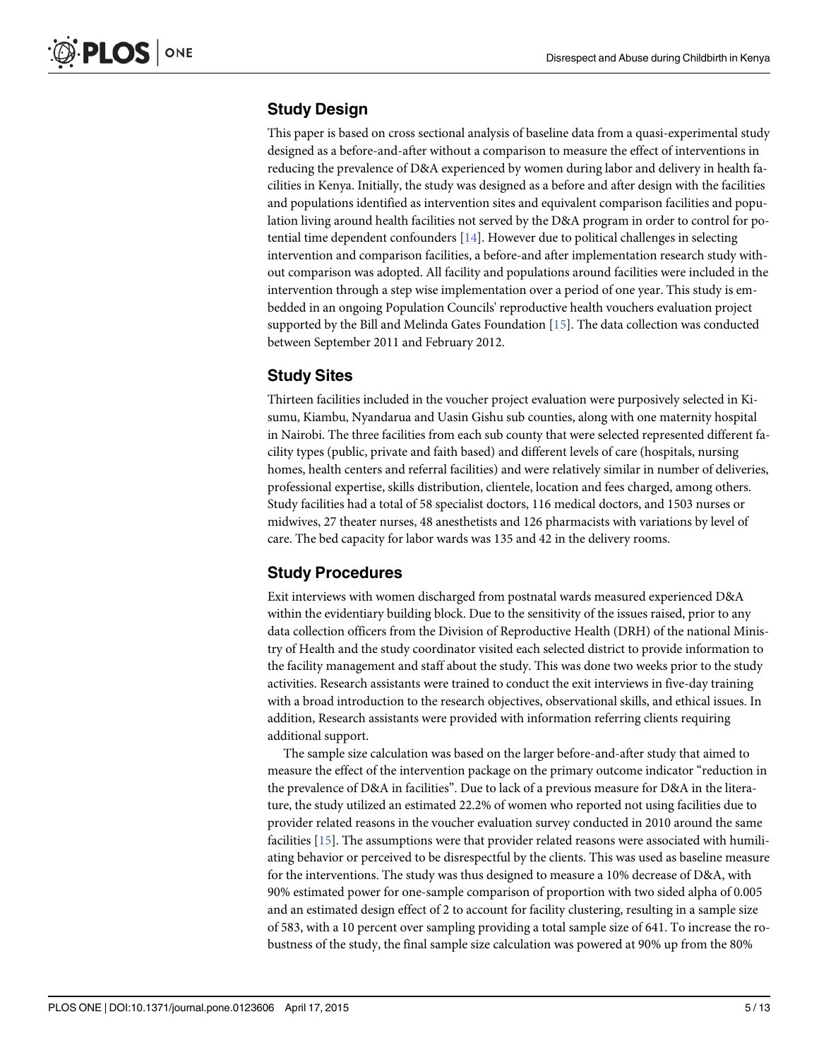## Study Design

This paper is based on cross sectional analysis of baseline data from a quasi-experimental study designed as a before-and-after without a comparison to measure the effect of interventions in reducing the prevalence of D&A experienced by women during labor and delivery in health facilities in Kenya. Initially, the study was designed as a before and after design with the facilities and populations identified as intervention sites and equivalent comparison facilities and population living around health facilities not served by the D&A program in order to control for potential time dependent confounders [14]. However due to political challenges in selecting intervention and comparison facilities, a before-and after implementation research study without comparison was adopted. All facility and populations around facilities were included in the intervention through a step wise implementation over a period of one year. This study is embedded in an ongoing Population Councils' reproductive health vouchers evaluation project supported by the Bill and Melinda Gates Foundation [15]. The data collection was conducted between September 2011 and February 2012.

## Study Sites

Thirteen facilities included in the voucher project evaluation were purposively selected in Kisumu, Kiambu, Nyandarua and Uasin Gishu sub counties, along with one maternity hospital in Nairobi. The three facilities from each sub county that were selected represented different facility types (public, private and faith based) and different levels of care (hospitals, nursing homes, health centers and referral facilities) and were relatively similar in number of deliveries, professional expertise, skills distribution, clientele, location and fees charged, among others. Study facilities had a total of 58 specialist doctors, 116 medical doctors, and 1503 nurses or midwives, 27 theater nurses, 48 anesthetists and 126 pharmacists with variations by level of care. The bed capacity for labor wards was 135 and 42 in the delivery rooms.

## Study Procedures

Exit interviews with women discharged from postnatal wards measured experienced D&A within the evidentiary building block. Due to the sensitivity of the issues raised, prior to any data collection officers from the Division of Reproductive Health (DRH) of the national Ministry of Health and the study coordinator visited each selected district to provide information to the facility management and staff about the study. This was done two weeks prior to the study activities. Research assistants were trained to conduct the exit interviews in five-day training with a broad introduction to the research objectives, observational skills, and ethical issues. In addition, Research assistants were provided with information referring clients requiring additional support.

The sample size calculation was based on the larger before-and-after study that aimed to measure the effect of the intervention package on the primary outcome indicator "reduction in the prevalence of D&A in facilities". Due to lack of a previous measure for D&A in the literature, the study utilized an estimated 22.2% of women who reported not using facilities due to provider related reasons in the voucher evaluation survey conducted in 2010 around the same facilities [15]. The assumptions were that provider related reasons were associated with humiliating behavior or perceived to be disrespectful by the clients. This was used as baseline measure for the interventions. The study was thus designed to measure a 10% decrease of D&A, with 90% estimated power for one-sample comparison of proportion with two sided alpha of 0.005 and an estimated design effect of 2 to account for facility clustering, resulting in a sample size of 583, with a 10 percent over sampling providing a total sample size of 641. To increase the robustness of the study, the final sample size calculation was powered at 90% up from the 80%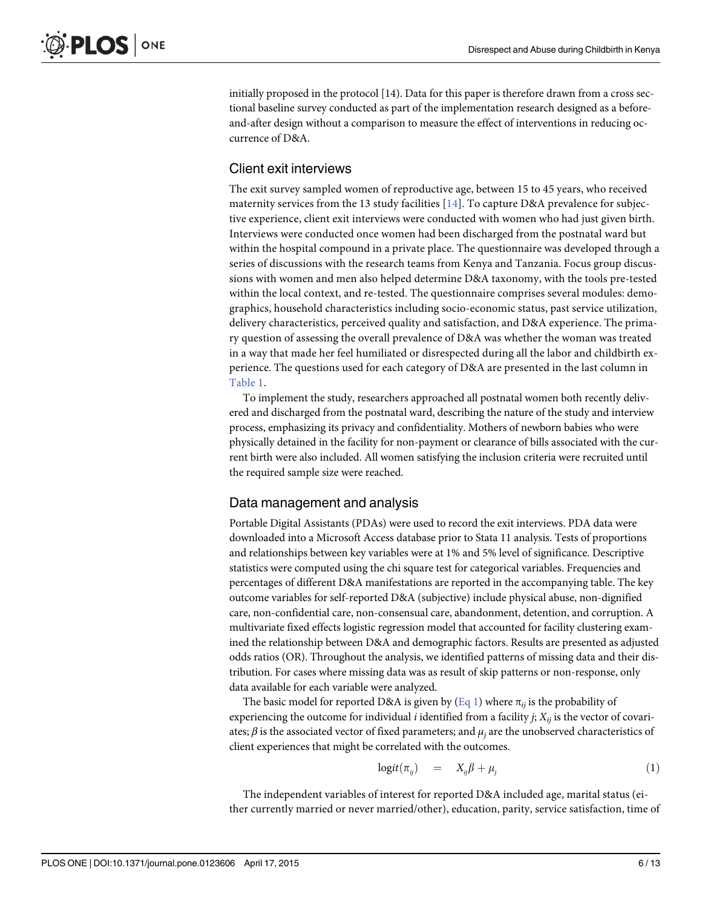initially proposed in the protocol [14]. Data for this paper is therefore drawn from a cross sectional baseline survey conducted as part of the implementation research designed as a before-and-after design without a comparison to measure the effect of interventions in reducing occurrence of D&A.

## Client exit interviews

The exit survey sampled women of reproductive age, between 15 to 45 years, who received maternity services from the 13 study facilities [14]. To capture D&A prevalence for subjective experience, client exit interviews were conducted with women who had just given birth. Interviews were conducted once women had been discharged from the postnatal ward but within the hospital compound in a private place. The questionnaire was developed through a series of discussions with the research teams from Kenya and Tanzania. Focus group discussions with women and men also helped determine D&A taxonomy, with the tools pre-tested within the local context, and re-tested. The questionnaire comprises several modules: demographics, household characteristics including socio-economic status, past service utilization, delivery characteristics, perceived quality and satisfaction, and D&A experience. The primary question of assessing the overall prevalence of D&A was whether the woman was treated in a way that made her feel humiliated or disrespected during all the labor and childbirth experience. The questions used for each category of D&A are presented in the last column in Table 1.

To implement the study, researchers approached all postnatal women both recently delivered and discharged from the postnatal ward, describing the nature of the study and interview process, emphasizing its privacy and confidentiality. Mothers of newborn babies who were physically detained in the facility for non-payment or clearance of bills associated with the current birth were also included. All women satisfying the inclusion criteria were recruited until the required sample size were reached.

## Data management and analysis

Portable Digital Assistants (PDAs) were used to record the exit interviews. PDA data were downloaded into a Microsoft Access database prior to Stata 11 analysis. Tests of proportions and relationships between key variables were at 1% and 5% level of significance. Descriptive statistics were computed using the chi square test for categorical variables. Frequencies and percentages of different D&A manifestations are reported in the accompanying table. The key outcome variables for self-reported D&A (subjective) include physical abuse, non-dignified care, non-confidential care, non-consensual care, abandonment, detention, and corruption. A multivariate fixed effects logistic regression model that accounted for facility clustering examined the relationship between D&A and demographic factors. Results are presented as adjusted odds ratios (OR). Throughout the analysis, we identified patterns of missing data and their distribution. For cases where missing data was as result of skip patterns or non-response, only data available for each variable were analyzed.

The basic model for reported D&A is given by (Eq 1) where $\pi_{ij}$ is the probability of experiencing the outcome for individual $i$ identified from a facility $j$; $X_{ij}$ is the vector of covariates; $\beta$ is the associated vector of fixed parameters; and $\mu_j$ are the unobserved characteristics of client experiences that might be correlated with the outcomes.

$$\text{logit}(\pi_{ij}) = X_{ij}\beta + \mu_j \tag{1}$$

The independent variables of interest for reported D&A included age, marital status (either currently married or never married/other), education, parity, service satisfaction, time of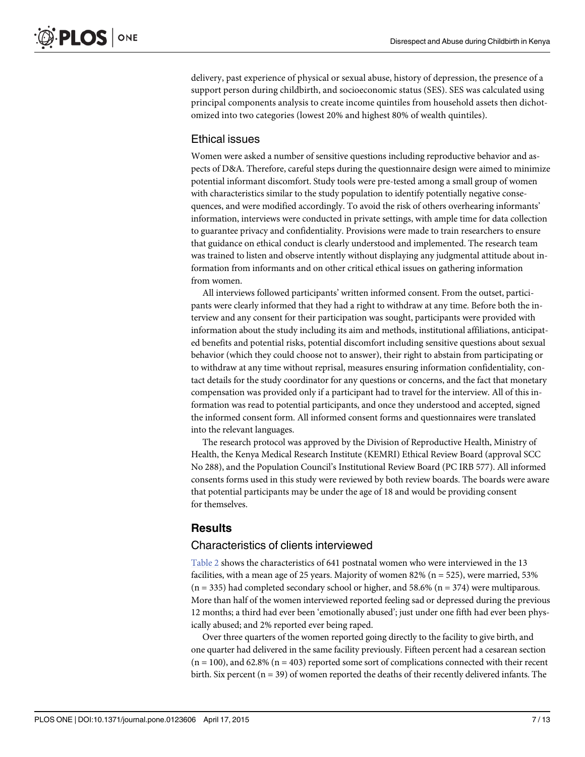delivery, past experience of physical or sexual abuse, history of depression, the presence of a support person during childbirth, and socioeconomic status (SES). SES was calculated using principal components analysis to create income quintiles from household assets then dichotomized into two categories (lowest 20% and highest 80% of wealth quintiles).

## Ethical issues

Women were asked a number of sensitive questions including reproductive behavior and aspects of D&A. Therefore, careful steps during the questionnaire design were aimed to minimize potential informant discomfort. Study tools were pre-tested among a small group of women with characteristics similar to the study population to identify potentially negative consequences, and were modified accordingly. To avoid the risk of others overhearing informants' information, interviews were conducted in private settings, with ample time for data collection to guarantee privacy and confidentiality. Provisions were made to train researchers to ensure that guidance on ethical conduct is clearly understood and implemented. The research team was trained to listen and observe intently without displaying any judgmental attitude about information from informants and on other critical ethical issues on gathering information from women.

All interviews followed participants' written informed consent. From the outset, participants were clearly informed that they had a right to withdraw at any time. Before both the interview and any consent for their participation was sought, participants were provided with information about the study including its aim and methods, institutional affiliations, anticipated benefits and potential risks, potential discomfort including sensitive questions about sexual behavior (which they could choose not to answer), their right to abstain from participating or to withdraw at any time without reprisal, measures ensuring information confidentiality, contact details for the study coordinator for any questions or concerns, and the fact that monetary compensation was provided only if a participant had to travel for the interview. All of this information was read to potential participants, and once they understood and accepted, signed the informed consent form. All informed consent forms and questionnaires were translated into the relevant languages.

The research protocol was approved by the Division of Reproductive Health, Ministry of Health, the Kenya Medical Research Institute (KEMRI) Ethical Review Board (approval SCC No 288), and the Population Council's Institutional Review Board (PC IRB 577). All informed consents forms used in this study were reviewed by both review boards. The boards were aware that potential participants may be under the age of 18 and would be providing consent for themselves.

# Results

## Characteristics of clients interviewed

Table 2 shows the characteristics of 641 postnatal women who were interviewed in the 13 facilities, with a mean age of 25 years. Majority of women 82% (n = 525), were married, 53% (n = 335) had completed secondary school or higher, and 58.6% (n = 374) were multiparous. More than half of the women interviewed reported feeling sad or depressed during the previous 12 months; a third had ever been 'emotionally abused'; just under one fifth had ever been physically abused; and 2% reported ever being raped.

Over three quarters of the women reported going directly to the facility to give birth, and one quarter had delivered in the same facility previously. Fifteen percent had a cesarean section (n = 100), and 62.8% (n = 403) reported some sort of complications connected with their recent birth. Six percent (n = 39) of women reported the deaths of their recently delivered infants. The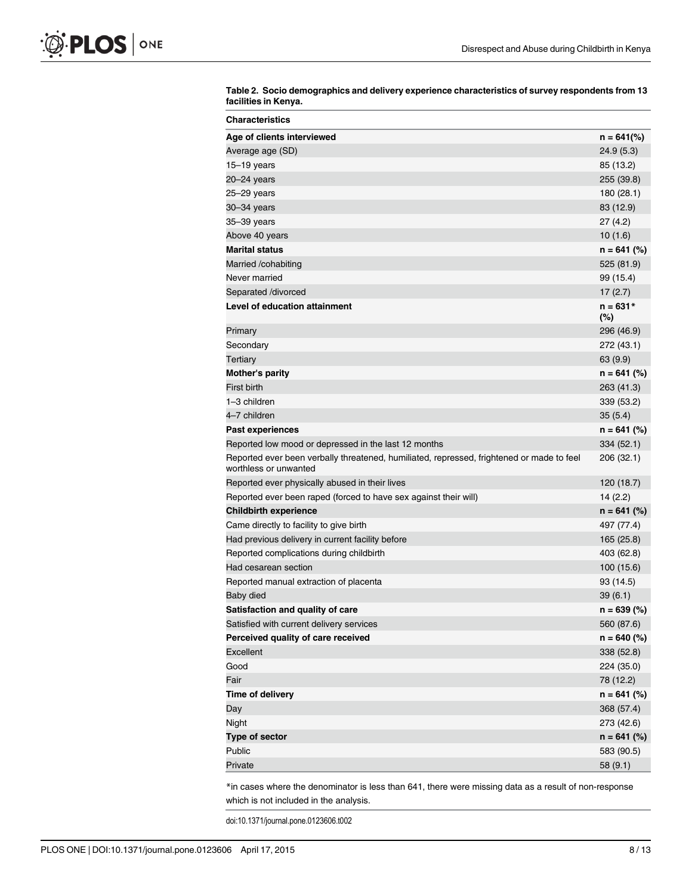**Table 2. Socio demographics and delivery experience characteristics of survey respondents from 13 facilities in Kenya.**

| Characteristics | |
|---|---|
| **Age of clients interviewed** | **n = 641(%)** |
| Average age (SD) | 24.9 (5.3) |
| 15–19 years | 85 (13.2) |
| 20–24 years | 255 (39.8) |
| 25–29 years | 180 (28.1) |
| 30–34 years | 83 (12.9) |
| 35–39 years | 27 (4.2) |
| Above 40 years | 10 (1.6) |
| **Marital status** | **n = 641 (%)** |
| Married /cohabiting | 525 (81.9) |
| Never married | 99 (15.4) |
| Separated /divorced | 17 (2.7) |
| **Level of education attainment** | **n = 631* (%)** |
| Primary | 296 (46.9) |
| Secondary | 272 (43.1) |
| Tertiary | 63 (9.9) |
| **Mother's parity** | **n = 641 (%)** |
| First birth | 263 (41.3) |
| 1–3 children | 339 (53.2) |
| 4–7 children | 35 (5.4) |
| **Past experiences** | **n = 641 (%)** |
| Reported low mood or depressed in the last 12 months | 334 (52.1) |
| Reported ever been verbally threatened, humiliated, repressed, frightened or made to feel worthless or unwanted | 206 (32.1) |
| Reported ever physically abused in their lives | 120 (18.7) |
| Reported ever been raped (forced to have sex against their will) | 14 (2.2) |
| **Childbirth experience** | **n = 641 (%)** |
| Came directly to facility to give birth | 497 (77.4) |
| Had previous delivery in current facility before | 165 (25.8) |
| Reported complications during childbirth | 403 (62.8) |
| Had cesarean section | 100 (15.6) |
| Reported manual extraction of placenta | 93 (14.5) |
| Baby died | 39 (6.1) |
| **Satisfaction and quality of care** | **n = 639 (%)** |
| Satisfied with current delivery services | 560 (87.6) |
| **Perceived quality of care received** | **n = 640 (%)** |
| Excellent | 338 (52.8) |
| Good | 224 (35.0) |
| Fair | 78 (12.2) |
| **Time of delivery** | **n = 641 (%)** |
| Day | 368 (57.4) |
| Night | 273 (42.6) |
| **Type of sector** | **n = 641 (%)** |
| Public | 583 (90.5) |
| Private | 58 (9.1) |

*in cases where the denominator is less than 641, there were missing data as a result of non-response which is not included in the analysis.

doi:10.1371/journal.pone.0123606.t002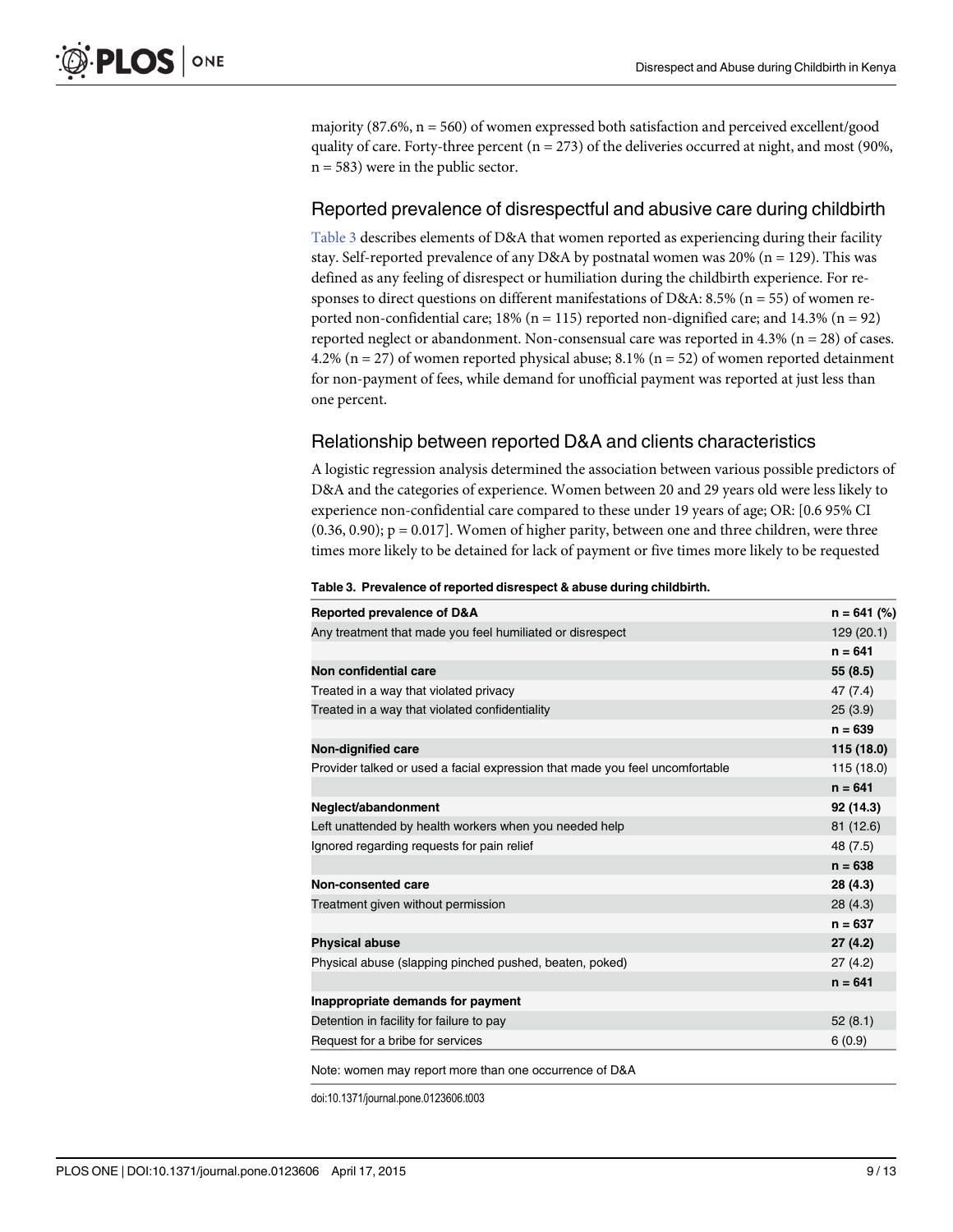majority (87.6%, n = 560) of women expressed both satisfaction and perceived excellent/good quality of care. Forty-three percent (n = 273) of the deliveries occurred at night, and most (90%, n = 583) were in the public sector.

## Reported prevalence of disrespectful and abusive care during childbirth

Table 3 describes elements of D&A that women reported as experiencing during their facility stay. Self-reported prevalence of any D&A by postnatal women was 20% (n = 129). This was defined as any feeling of disrespect or humiliation during the childbirth experience. For responses to direct questions on different manifestations of D&A: 8.5% (n = 55) of women reported non-confidential care; 18% (n = 115) reported non-dignified care; and 14.3% (n = 92) reported neglect or abandonment. Non-consensual care was reported in 4.3% (n = 28) of cases. 4.2% (n = 27) of women reported physical abuse; 8.1% (n = 52) of women reported detainment for non-payment of fees, while demand for unofficial payment was reported at just less than one percent.

## Relationship between reported D&A and clients characteristics

A logistic regression analysis determined the association between various possible predictors of D&A and the categories of experience. Women between 20 and 29 years old were less likely to experience non-confidential care compared to these under 19 years of age; OR: [0.6 95% CI (0.36, 0.90); p = 0.017]. Women of higher parity, between one and three children, were three times more likely to be detained for lack of payment or five times more likely to be requested

**Table 3. Prevalence of reported disrespect & abuse during childbirth.**

| Reported prevalence of D&A | n = 641 (%) |
|---|---|
| Any treatment that made you feel humiliated or disrespect | 129 (20.1) |
| | **n = 641** |
| **Non confidential care** | **55 (8.5)** |
| Treated in a way that violated privacy | 47 (7.4) |
| Treated in a way that violated confidentiality | 25 (3.9) |
| | **n = 639** |
| **Non-dignified care** | **115 (18.0)** |
| Provider talked or used a facial expression that made you feel uncomfortable | 115 (18.0) |
| | **n = 641** |
| **Neglect/abandonment** | **92 (14.3)** |
| Left unattended by health workers when you needed help | 81 (12.6) |
| Ignored regarding requests for pain relief | 48 (7.5) |
| | **n = 638** |
| **Non-consented care** | **28 (4.3)** |
| Treatment given without permission | 28 (4.3) |
| | **n = 637** |
| **Physical abuse** | **27 (4.2)** |
| Physical abuse (slapping pinched pushed, beaten, poked) | 27 (4.2) |
| | **n = 641** |
| **Inappropriate demands for payment** | |
| Detention in facility for failure to pay | 52 (8.1) |
| Request for a bribe for services | 6 (0.9) |

Note: women may report more than one occurrence of D&A

doi:10.1371/journal.pone.0123606.t003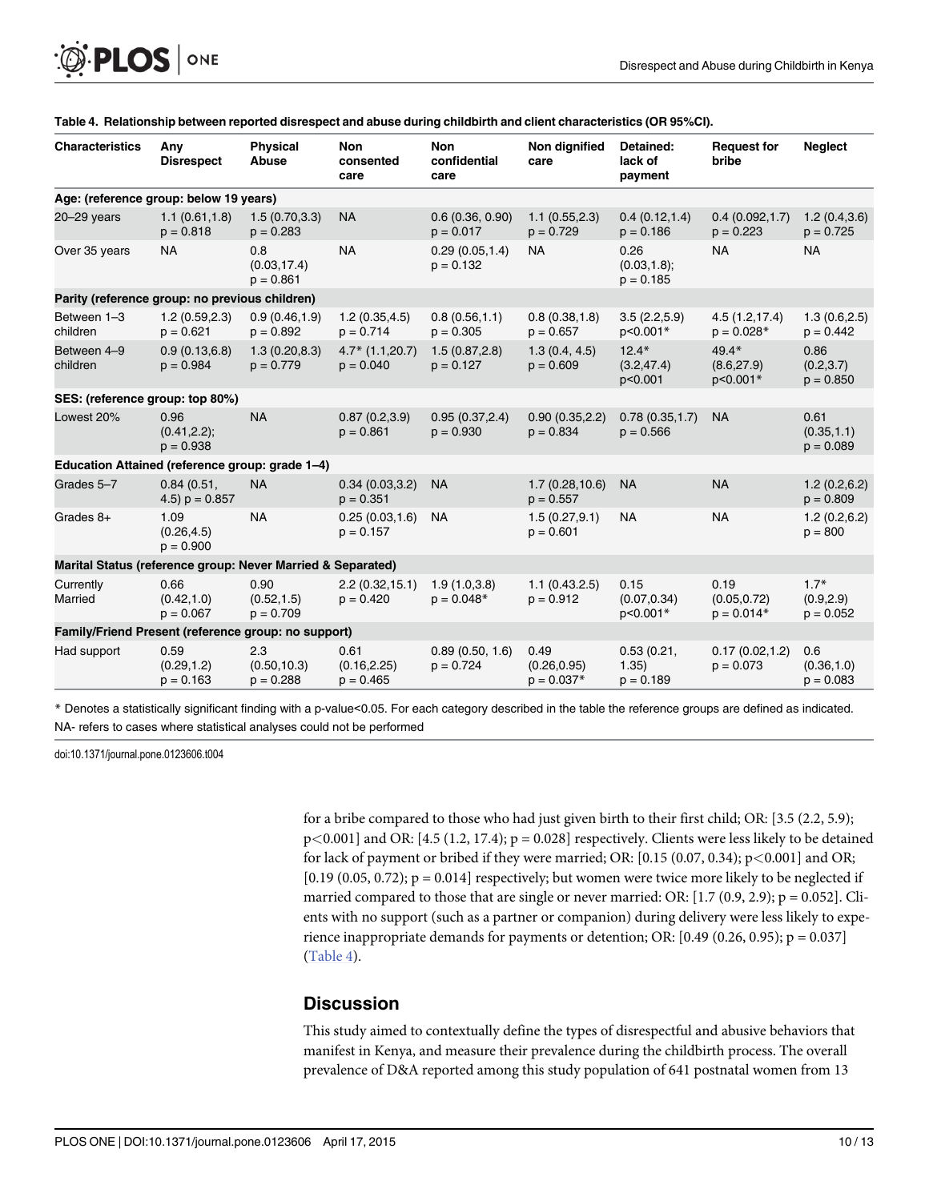**Table 4. Relationship between reported disrespect and abuse during childbirth and client characteristics (OR 95%CI).**

| Characteristics | Any Disrespect | Physical Abuse | Non consented care | Non confidential care | Non dignified care | Detained: lack of payment | Request for bribe | Neglect |
|---|---|---|---|---|---|---|---|---|
| **Age: (reference group: below 19 years)** | | | | | | | | |
| 20–29 years | 1.1 (0.61,1.8) p = 0.818 | 1.5 (0.70,3.3) p = 0.283 | NA | 0.6 (0.36, 0.90) p = 0.017 | 1.1 (0.55,2.3) p = 0.729 | 0.4 (0.12,1.4) p = 0.186 | 0.4 (0.092,1.7) p = 0.223 | 1.2 (0.4,3.6) p = 0.725 |
| Over 35 years | NA | 0.8 (0.03,17.4) p = 0.861 | NA | 0.29 (0.05,1.4) p = 0.132 | NA | 0.26 (0.03,1.8); p = 0.185 | NA | NA |
| **Parity (reference group: no previous children)** | | | | | | | | |
| Between 1–3 children | 1.2 (0.59,2.3) p = 0.621 | 0.9 (0.46,1.9) p = 0.892 | 1.2 (0.35,4.5) p = 0.714 | 0.8 (0.56,1.1) p = 0.305 | 0.8 (0.38,1.8) p = 0.657 | 3.5 (2.2,5.9) p<0.001* | 4.5 (1.2,17.4) p = 0.028* | 1.3 (0.6,2.5) p = 0.442 |
| Between 4–9 children | 0.9 (0.13,6.8) p = 0.984 | 1.3 (0.20,8.3) p = 0.779 | 4.7* (1.1,20.7) p = 0.040 | 1.5 (0.87,2.8) p = 0.127 | 1.3 (0.4, 4.5) p = 0.609 | 12.4* (3.2,47.4) p<0.001 | 49.4* (8.6,27.9) p<0.001* | 0.86 (0.2,3.7) p = 0.850 |
| **SES: (reference group: top 80%)** | | | | | | | | |
| Lowest 20% | 0.96 (0.41,2.2); p = 0.938 | NA | 0.87 (0.2,3.9) p = 0.861 | 0.95 (0.37,2.4) p = 0.930 | 0.90 (0.35,2.2) p = 0.834 | 0.78 (0.35,1.7) p = 0.566 | NA | 0.61 (0.35,1.1) p = 0.089 |
| **Education Attained (reference group: grade 1–4)** | | | | | | | | |
| Grades 5–7 | 0.84 (0.51, 4.5) p = 0.857 | NA | 0.34 (0.03,3.2) p = 0.351 | NA | 1.7 (0.28,10.6) p = 0.557 | NA | NA | 1.2 (0.2,6.2) p = 0.809 |
| Grades 8+ | 1.09 (0.26,4.5) p = 0.900 | NA | 0.25 (0.03,1.6) p = 0.157 | NA | 1.5 (0.27,9.1) p = 0.601 | NA | NA | 1.2 (0.2,6.2) p = 800 |
| **Marital Status (reference group: Never Married & Separated)** | | | | | | | | |
| Currently Married | 0.66 (0.42,1.0) p = 0.067 | 0.90 (0.52,1.5) p = 0.709 | 2.2 (0.32,15.1) p = 0.420 | 1.9 (1.0,3.8) p = 0.048* | 1.1 (0.43.2.5) p = 0.912 | 0.15 (0.07,0.34) p<0.001* | 0.19 (0.05,0.72) p = 0.014* | 1.7* (0.9,2.9) p = 0.052 |
| **Family/Friend Present (reference group: no support)** | | | | | | | | |
| Had support | 0.59 (0.29,1.2) p = 0.163 | 2.3 (0.50,10.3) p = 0.288 | 0.61 (0.16,2.25) p = 0.465 | 0.89 (0.50, 1.6) p = 0.724 | 0.49 (0.26,0.95) p = 0.037* | 0.53 (0.21, 1.35) p = 0.189 | 0.17 (0.02,1.2) p = 0.073 | 0.6 (0.36,1.0) p = 0.083 |

\* Denotes a statistically significant finding with a p-value<0.05. For each category described in the table the reference groups are defined as indicated.
NA- refers to cases where statistical analyses could not be performed

doi:10.1371/journal.pone.0123606.t004

for a bribe compared to those who had just given birth to their first child; OR: [3.5 (2.2, 5.9); $p<0.001$] and OR: [4.5 (1.2, 17.4); $p = 0.028$] respectively. Clients were less likely to be detained for lack of payment or bribed if they were married; OR: [0.15 (0.07, 0.34); $p<0.001$] and OR; [0.19 (0.05, 0.72); $p = 0.014$] respectively; but women were twice more likely to be neglected if married compared to those that are single or never married: OR: [1.7 (0.9, 2.9); $p = 0.052$]. Clients with no support (such as a partner or companion) during delivery were less likely to experience inappropriate demands for payments or detention; OR: [0.49 (0.26, 0.95); $p = 0.037$] (Table 4).

## Discussion

This study aimed to contextually define the types of disrespectful and abusive behaviors that manifest in Kenya, and measure their prevalence during the childbirth process. The overall prevalence of D&A reported among this study population of 641 postnatal women from 13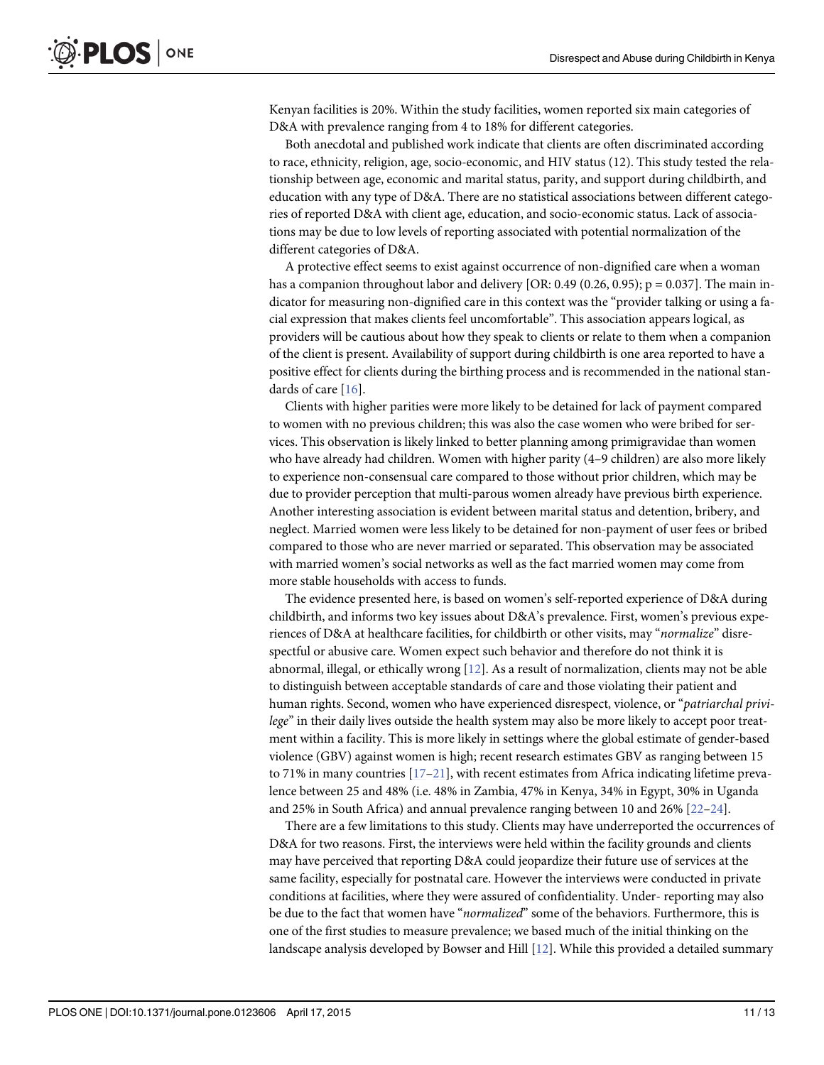Kenyan facilities is 20%. Within the study facilities, women reported six main categories of D&A with prevalence ranging from 4 to 18% for different categories.

Both anecdotal and published work indicate that clients are often discriminated according to race, ethnicity, religion, age, socio-economic, and HIV status (12). This study tested the relationship between age, economic and marital status, parity, and support during childbirth, and education with any type of D&A. There are no statistical associations between different categories of reported D&A with client age, education, and socio-economic status. Lack of associations may be due to low levels of reporting associated with potential normalization of the different categories of D&A.

A protective effect seems to exist against occurrence of non-dignified care when a woman has a companion throughout labor and delivery [OR: 0.49 (0.26, 0.95); p = 0.037]. The main indicator for measuring non-dignified care in this context was the "provider talking or using a facial expression that makes clients feel uncomfortable". This association appears logical, as providers will be cautious about how they speak to clients or relate to them when a companion of the client is present. Availability of support during childbirth is one area reported to have a positive effect for clients during the birthing process and is recommended in the national standards of care [16].

Clients with higher parities were more likely to be detained for lack of payment compared to women with no previous children; this was also the case women who were bribed for services. This observation is likely linked to better planning among primigravidae than women who have already had children. Women with higher parity (4–9 children) are also more likely to experience non-consensual care compared to those without prior children, which may be due to provider perception that multi-parous women already have previous birth experience. Another interesting association is evident between marital status and detention, bribery, and neglect. Married women were less likely to be detained for non-payment of user fees or bribed compared to those who are never married or separated. This observation may be associated with married women's social networks as well as the fact married women may come from more stable households with access to funds.

The evidence presented here, is based on women's self-reported experience of D&A during childbirth, and informs two key issues about D&A's prevalence. First, women's previous experiences of D&A at healthcare facilities, for childbirth or other visits, may "*normalize*" disrespectful or abusive care. Women expect such behavior and therefore do not think it is abnormal, illegal, or ethically wrong [12]. As a result of normalization, clients may not be able to distinguish between acceptable standards of care and those violating their patient and human rights. Second, women who have experienced disrespect, violence, or "*patriarchal privilege*" in their daily lives outside the health system may also be more likely to accept poor treatment within a facility. This is more likely in settings where the global estimate of gender-based violence (GBV) against women is high; recent research estimates GBV as ranging between 15 to 71% in many countries [17–21], with recent estimates from Africa indicating lifetime prevalence between 25 and 48% (i.e. 48% in Zambia, 47% in Kenya, 34% in Egypt, 30% in Uganda and 25% in South Africa) and annual prevalence ranging between 10 and 26% [22–24].

There are a few limitations to this study. Clients may have underreported the occurrences of D&A for two reasons. First, the interviews were held within the facility grounds and clients may have perceived that reporting D&A could jeopardize their future use of services at the same facility, especially for postnatal care. However the interviews were conducted in private conditions at facilities, where they were assured of confidentiality. Under- reporting may also be due to the fact that women have "*normalized*" some of the behaviors. Furthermore, this is one of the first studies to measure prevalence; we based much of the initial thinking on the landscape analysis developed by Bowser and Hill [12]. While this provided a detailed summary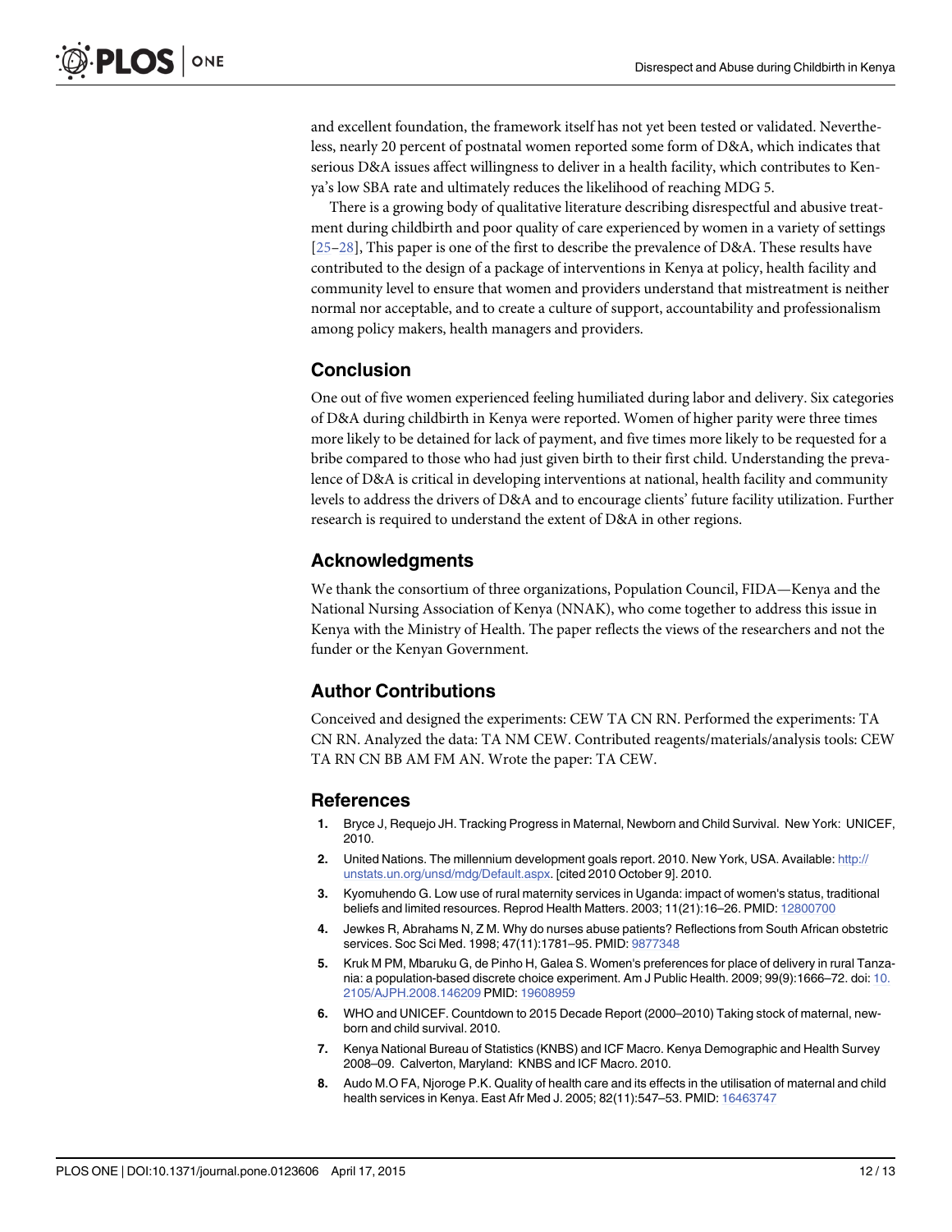and excellent foundation, the framework itself has not yet been tested or validated. Nevertheless, nearly 20 percent of postnatal women reported some form of D&A, which indicates that serious D&A issues affect willingness to deliver in a health facility, which contributes to Kenya's low SBA rate and ultimately reduces the likelihood of reaching MDG 5.

There is a growing body of qualitative literature describing disrespectful and abusive treatment during childbirth and poor quality of care experienced by women in a variety of settings [25–28], This paper is one of the first to describe the prevalence of D&A. These results have contributed to the design of a package of interventions in Kenya at policy, health facility and community level to ensure that women and providers understand that mistreatment is neither normal nor acceptable, and to create a culture of support, accountability and professionalism among policy makers, health managers and providers.

## Conclusion

One out of five women experienced feeling humiliated during labor and delivery. Six categories of D&A during childbirth in Kenya were reported. Women of higher parity were three times more likely to be detained for lack of payment, and five times more likely to be requested for a bribe compared to those who had just given birth to their first child. Understanding the prevalence of D&A is critical in developing interventions at national, health facility and community levels to address the drivers of D&A and to encourage clients' future facility utilization. Further research is required to understand the extent of D&A in other regions.

## Acknowledgments

We thank the consortium of three organizations, Population Council, FIDA—Kenya and the National Nursing Association of Kenya (NNAK), who come together to address this issue in Kenya with the Ministry of Health. The paper reflects the views of the researchers and not the funder or the Kenyan Government.

## Author Contributions

Conceived and designed the experiments: CEW TA CN RN. Performed the experiments: TA CN RN. Analyzed the data: TA NM CEW. Contributed reagents/materials/analysis tools: CEW TA RN CN BB AM FM AN. Wrote the paper: TA CEW.

## References

1. Bryce J, Requejo JH. Tracking Progress in Maternal, Newborn and Child Survival. New York: UNICEF, 2010.
2. United Nations. The millennium development goals report. 2010. New York, USA. Available: http://unstats.un.org/unsd/mdg/Default.aspx. [cited 2010 October 9]. 2010.
3. Kyomuhendo G. Low use of rural maternity services in Uganda: impact of women's status, traditional beliefs and limited resources. Reprod Health Matters. 2003; 11(21):16–26. PMID: 12800700
4. Jewkes R, Abrahams N, Z M. Why do nurses abuse patients? Reflections from South African obstetric services. Soc Sci Med. 1998; 47(11):1781–95. PMID: 9877348
5. Kruk M PM, Mbaruku G, de Pinho H, Galea S. Women's preferences for place of delivery in rural Tanzania: a population-based discrete choice experiment. Am J Public Health. 2009; 99(9):1666–72. doi: 10.2105/AJPH.2008.146209 PMID: 19608959
6. WHO and UNICEF. Countdown to 2015 Decade Report (2000–2010) Taking stock of maternal, newborn and child survival. 2010.
7. Kenya National Bureau of Statistics (KNBS) and ICF Macro. Kenya Demographic and Health Survey 2008–09. Calverton, Maryland: KNBS and ICF Macro. 2010.
8. Audo M.O FA, Njoroge P.K. Quality of health care and its effects in the utilisation of maternal and child health services in Kenya. East Afr Med J. 2005; 82(11):547–53. PMID: 16463747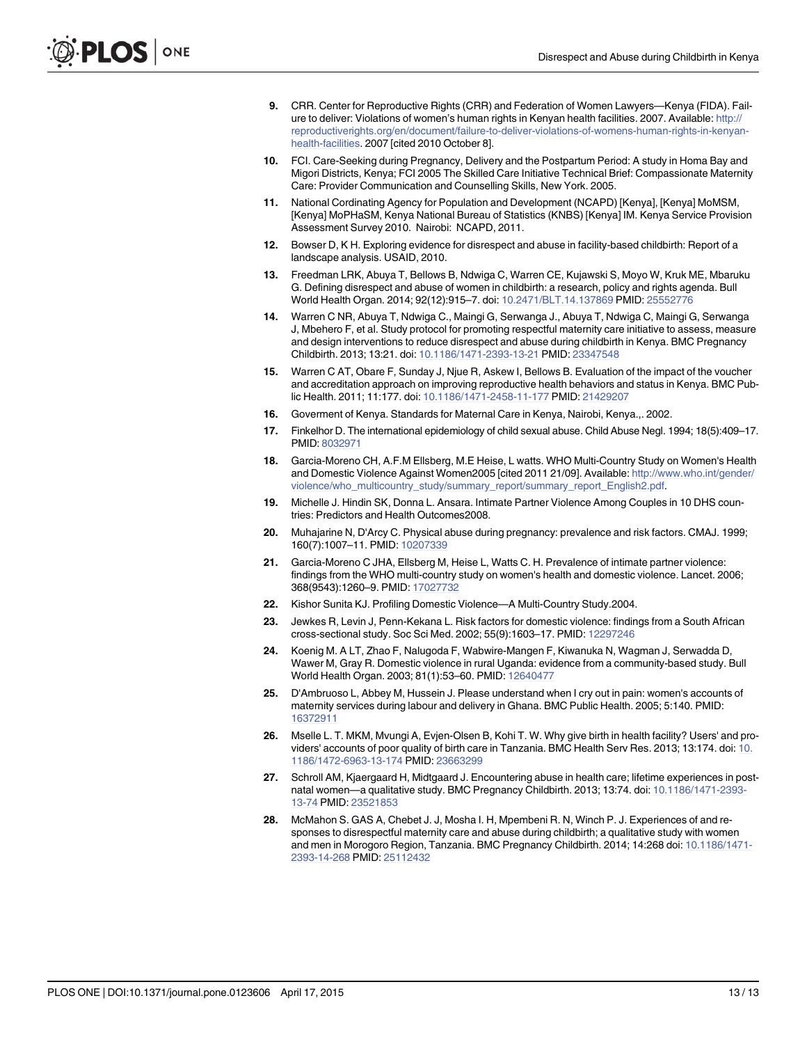9. CRR. Center for Reproductive Rights (CRR) and Federation of Women Lawyers—Kenya (FIDA). Failure to deliver: Violations of women's human rights in Kenyan health facilities. 2007. Available: http://reproductiverights.org/en/document/failure-to-deliver-violations-of-womens-human-rights-in-kenyan-health-facilities. 2007 [cited 2010 October 8].
10. FCI. Care-Seeking during Pregnancy, Delivery and the Postpartum Period: A study in Homa Bay and Migori Districts, Kenya; FCI 2005 The Skilled Care Initiative Technical Brief: Compassionate Maternity Care: Provider Communication and Counselling Skills, New York. 2005.
11. National Cordinating Agency for Population and Development (NCAPD) [Kenya], [Kenya] MoMSM, [Kenya] MoPHaSM, Kenya National Bureau of Statistics (KNBS) [Kenya] IM. Kenya Service Provision Assessment Survey 2010. Nairobi: NCAPD, 2011.
12. Bowser D, K H. Exploring evidence for disrespect and abuse in facility-based childbirth: Report of a landscape analysis. USAID, 2010.
13. Freedman LRK, Abuya T, Bellows B, Ndwiga C, Warren CE, Kujawski S, Moyo W, Kruk ME, Mbaruku G. Defining disrespect and abuse of women in childbirth: a research, policy and rights agenda. Bull World Health Organ. 2014; 92(12):915–7. doi: 10.2471/BLT.14.137869 PMID: 25552776
14. Warren C NR, Abuya T, Ndwiga C., Maingi G, Serwanga J., Abuya T, Ndwiga C, Maingi G, Serwanga J, Mbehero F, et al. Study protocol for promoting respectful maternity care initiative to assess, measure and design interventions to reduce disrespect and abuse during childbirth in Kenya. BMC Pregnancy Childbirth. 2013; 13:21. doi: 10.1186/1471-2393-13-21 PMID: 23347548
15. Warren C AT, Obare F, Sunday J, Njue R, Askew I, Bellows B. Evaluation of the impact of the voucher and accreditation approach on improving reproductive health behaviors and status in Kenya. BMC Public Health. 2011; 11:177. doi: 10.1186/1471-2458-11-177 PMID: 21429207
16. Goverment of Kenya. Standards for Maternal Care in Kenya, Nairobi, Kenya.,. 2002.
17. Finkelhor D. The international epidemiology of child sexual abuse. Child Abuse Negl. 1994; 18(5):409–17. PMID: 8032971
18. Garcia-Moreno CH, A.F.M Ellsberg, M.E Heise, L watts. WHO Multi-Country Study on Women's Health and Domestic Violence Against Women2005 [cited 2011 21/09]. Available: http://www.who.int/gender/violence/who_multicountry_study/summary_report/summary_report_English2.pdf.
19. Michelle J. Hindin SK, Donna L. Ansara. Intimate Partner Violence Among Couples in 10 DHS countries: Predictors and Health Outcomes2008.
20. Muhajarine N, D'Arcy C. Physical abuse during pregnancy: prevalence and risk factors. CMAJ. 1999; 160(7):1007–11. PMID: 10207339
21. Garcia-Moreno C JHA, Ellsberg M, Heise L, Watts C. H. Prevalence of intimate partner violence: findings from the WHO multi-country study on women's health and domestic violence. Lancet. 2006; 368(9543):1260–9. PMID: 17027732
22. Kishor Sunita KJ. Profiling Domestic Violence—A Multi-Country Study.2004.
23. Jewkes R, Levin J, Penn-Kekana L. Risk factors for domestic violence: findings from a South African cross-sectional study. Soc Sci Med. 2002; 55(9):1603–17. PMID: 12297246
24. Koenig M. A LT, Zhao F, Nalugoda F, Wabwire-Mangen F, Kiwanuka N, Wagman J, Serwadda D, Wawer M, Gray R. Domestic violence in rural Uganda: evidence from a community-based study. Bull World Health Organ. 2003; 81(1):53–60. PMID: 12640477
25. D'Ambruoso L, Abbey M, Hussein J. Please understand when I cry out in pain: women's accounts of maternity services during labour and delivery in Ghana. BMC Public Health. 2005; 5:140. PMID: 16372911
26. Mselle L. T. MKM, Mvungi A, Evjen-Olsen B, Kohi T. W. Why give birth in health facility? Users' and providers' accounts of poor quality of birth care in Tanzania. BMC Health Serv Res. 2013; 13:174. doi: 10.1186/1472-6963-13-174 PMID: 23663299
27. Schroll AM, Kjaergaard H, Midtgaard J. Encountering abuse in health care; lifetime experiences in postnatal women—a qualitative study. BMC Pregnancy Childbirth. 2013; 13:74. doi: 10.1186/1471-2393-13-74 PMID: 23521853
28. McMahon S. GAS A, Chebet J. J, Mosha I. H, Mpembeni R. N, Winch P. J. Experiences of and responses to disrespectful maternity care and abuse during childbirth; a qualitative study with women and men in Morogoro Region, Tanzania. BMC Pregnancy Childbirth. 2014; 14:268 doi: 10.1186/1471-2393-14-268 PMID: 25112432